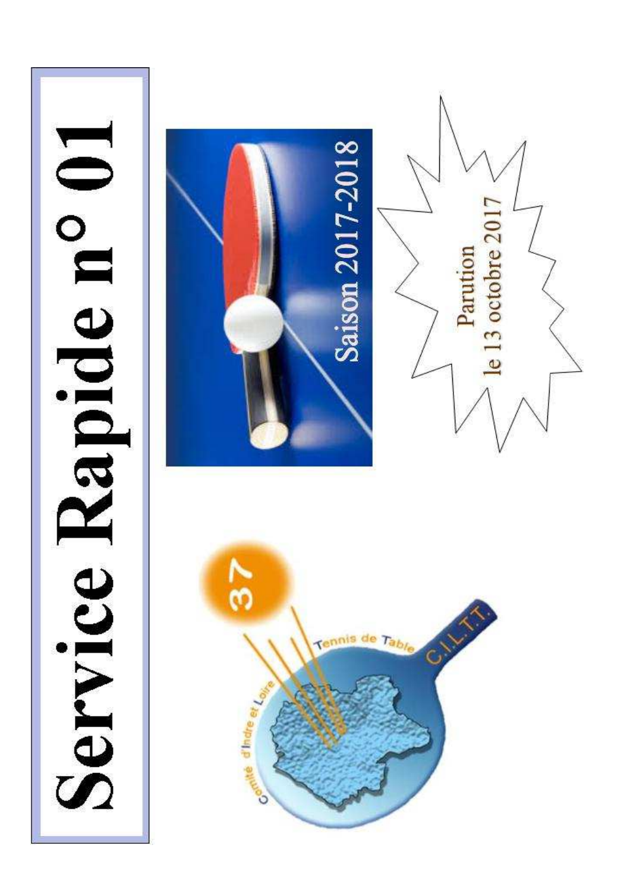# Service Rapide n° 01

Saison 2017-2018

Parution
le 13 octobre 2017

Comité d'Indre et Loire Tennis de Table

C.I.L.T.T.

37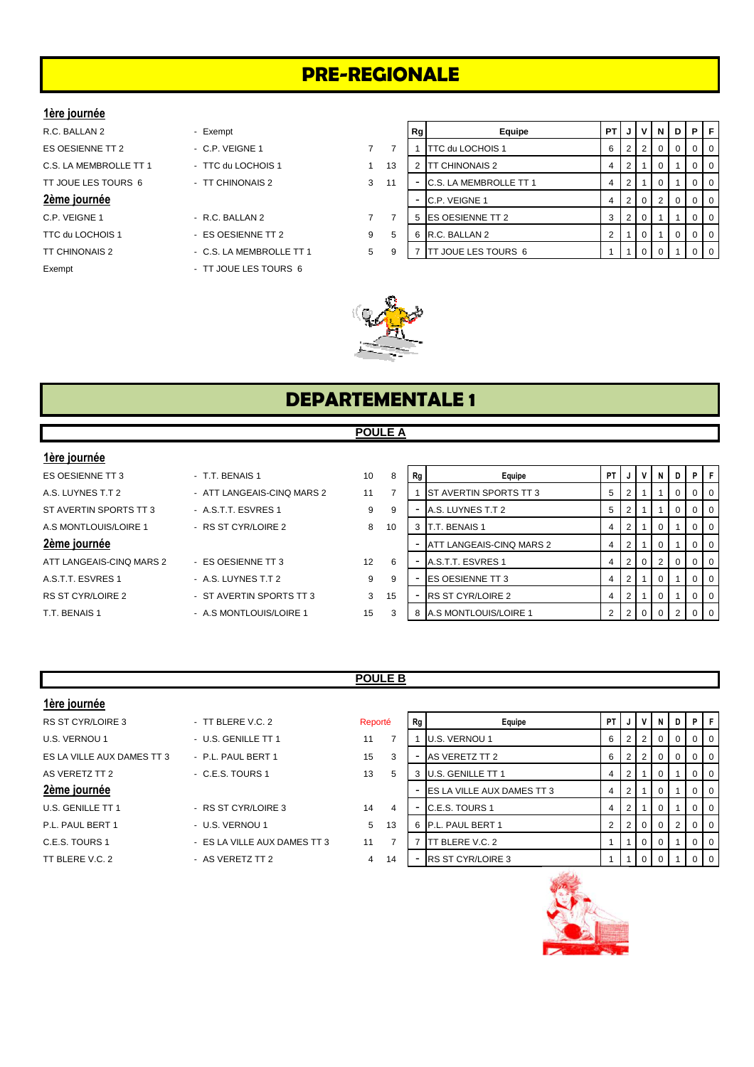# PRE-REGIONALE

**1ère journée**

| Equipe 1 | Equipe 2 | | |
|---|---|---|---|
| R.C. BALLAN 2 | - Exempt | | |
| ES OESIENNE TT 2 | - C.P. VEIGNE 1 | 7 | 7 |
| C.S. LA MEMBROLLE TT 1 | - TTC du LOCHOIS 1 | 1 | 13 |
| TT JOUE LES TOURS 6 | - TT CHINONAIS 2 | 3 | 11 |

**2ème journée**

| Equipe 1 | Equipe 2 | | |
|---|---|---|---|
| C.P. VEIGNE 1 | - R.C. BALLAN 2 | 7 | 7 |
| TTC du LOCHOIS 1 | - ES OESIENNE TT 2 | 9 | 5 |
| TT CHINONAIS 2 | - C.S. LA MEMBROLLE TT 1 | 5 | 9 |
| Exempt | - TT JOUE LES TOURS 6 | | |

| Rg | Equipe | PT | J | V | N | D | P | F |
|---|---|---|---|---|---|---|---|---|
| 1 | TTC du LOCHOIS 1 | 6 | 2 | 2 | 0 | 0 | 0 | 0 |
| 2 | TT CHINONAIS 2 | 4 | 2 | 1 | 0 | 1 | 0 | 0 |
| - | C.S. LA MEMBROLLE TT 1 | 4 | 2 | 1 | 0 | 1 | 0 | 0 |
| - | C.P. VEIGNE 1 | 4 | 2 | 0 | 2 | 0 | 0 | 0 |
| 5 | ES OESIENNE TT 2 | 3 | 2 | 0 | 1 | 1 | 0 | 0 |
| 6 | R.C. BALLAN 2 | 2 | 1 | 0 | 1 | 0 | 0 | 0 |
| 7 | TT JOUE LES TOURS 6 | 1 | 1 | 0 | 0 | 1 | 0 | 0 |

# DEPARTEMENTALE 1

## POULE A

**1ère journée**

| Equipe 1 | Equipe 2 | | |
|---|---|---|---|
| ES OESIENNE TT 3 | - T.T. BENAIS 1 | 10 | 8 |
| A.S. LUYNES T.T 2 | - ATT LANGEAIS-CINQ MARS 2 | 11 | 7 |
| ST AVERTIN SPORTS TT 3 | - A.S.T.T. ESVRES 1 | 9 | 9 |
| A.S MONTLOUIS/LOIRE 1 | - RS ST CYR/LOIRE 2 | 8 | 10 |

**2ème journée**

| Equipe 1 | Equipe 2 | | |
|---|---|---|---|
| ATT LANGEAIS-CINQ MARS 2 | - ES OESIENNE TT 3 | 12 | 6 |
| A.S.T.T. ESVRES 1 | - A.S. LUYNES T.T 2 | 9 | 9 |
| RS ST CYR/LOIRE 2 | - ST AVERTIN SPORTS TT 3 | 3 | 15 |
| T.T. BENAIS 1 | - A.S MONTLOUIS/LOIRE 1 | 15 | 3 |

| Rg | Equipe | PT | J | V | N | D | P | F |
|---|---|---|---|---|---|---|---|---|
| 1 | ST AVERTIN SPORTS TT 3 | 5 | 2 | 1 | 1 | 0 | 0 | 0 |
| - | A.S. LUYNES T.T 2 | 5 | 2 | 1 | 1 | 0 | 0 | 0 |
| 3 | T.T. BENAIS 1 | 4 | 2 | 1 | 0 | 1 | 0 | 0 |
| - | ATT LANGEAIS-CINQ MARS 2 | 4 | 2 | 1 | 0 | 1 | 0 | 0 |
| - | A.S.T.T. ESVRES 1 | 4 | 2 | 0 | 2 | 0 | 0 | 0 |
| - | ES OESIENNE TT 3 | 4 | 2 | 1 | 0 | 1 | 0 | 0 |
| - | RS ST CYR/LOIRE 2 | 4 | 2 | 1 | 0 | 1 | 0 | 0 |
| 8 | A.S MONTLOUIS/LOIRE 1 | 2 | 2 | 0 | 0 | 2 | 0 | 0 |

## POULE B

**1ère journée**

| Equipe 1 | Equipe 2 | | |
|---|---|---|---|
| RS ST CYR/LOIRE 3 | - TT BLERE V.C. 2 | Reporté | |
| U.S. VERNOU 1 | - U.S. GENILLE TT 1 | 11 | 7 |
| ES LA VILLE AUX DAMES TT 3 | - P.L. PAUL BERT 1 | 15 | 3 |
| AS VERETZ TT 2 | - C.E.S. TOURS 1 | 13 | 5 |

**2ème journée**

| Equipe 1 | Equipe 2 | | |
|---|---|---|---|
| U.S. GENILLE TT 1 | - RS ST CYR/LOIRE 3 | 14 | 4 |
| P.L. PAUL BERT 1 | - U.S. VERNOU 1 | 5 | 13 |
| C.E.S. TOURS 1 | - ES LA VILLE AUX DAMES TT 3 | 11 | 7 |
| TT BLERE V.C. 2 | - AS VERETZ TT 2 | 4 | 14 |

| Rg | Equipe | PT | J | V | N | D | P | F |
|---|---|---|---|---|---|---|---|---|
| 1 | U.S. VERNOU 1 | 6 | 2 | 2 | 0 | 0 | 0 | 0 |
| - | AS VERETZ TT 2 | 6 | 2 | 2 | 0 | 0 | 0 | 0 |
| 3 | U.S. GENILLE TT 1 | 4 | 2 | 1 | 0 | 1 | 0 | 0 |
| - | ES LA VILLE AUX DAMES TT 3 | 4 | 2 | 1 | 0 | 1 | 0 | 0 |
| - | C.E.S. TOURS 1 | 4 | 2 | 1 | 0 | 1 | 0 | 0 |
| 6 | P.L. PAUL BERT 1 | 2 | 2 | 0 | 0 | 2 | 0 | 0 |
| 7 | TT BLERE V.C. 2 | 1 | 1 | 0 | 0 | 1 | 0 | 0 |
| - | RS ST CYR/LOIRE 3 | 1 | 1 | 0 | 0 | 1 | 0 | 0 |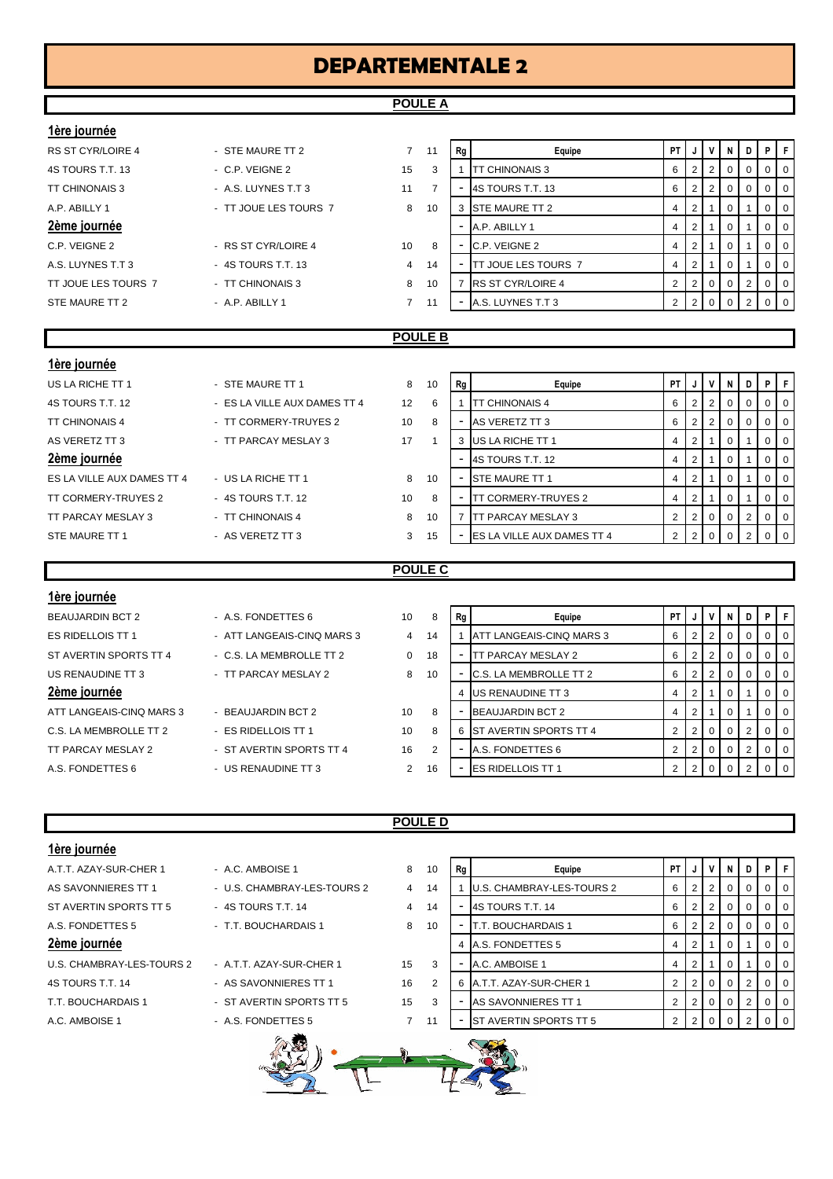# DEPARTEMENTALE 2

## POULE A

**1ère journée**

| | | | |
|---|---|---|---|
| RS ST CYR/LOIRE 4 | - STE MAURE TT 2 | 7 | 11 |
| 4S TOURS T.T. 13 | - C.P. VEIGNE 2 | 15 | 3 |
| TT CHINONAIS 3 | - A.S. LUYNES T.T 3 | 11 | 7 |
| A.P. ABILLY 1 | - TT JOUE LES TOURS 7 | 8 | 10 |

**2ème journée**

| | | | |
|---|---|---|---|
| C.P. VEIGNE 2 | - RS ST CYR/LOIRE 4 | 10 | 8 |
| A.S. LUYNES T.T 3 | - 4S TOURS T.T. 13 | 4 | 14 |
| TT JOUE LES TOURS 7 | - TT CHINONAIS 3 | 8 | 10 |
| STE MAURE TT 2 | - A.P. ABILLY 1 | 7 | 11 |

| Rg | Equipe | PT | J | V | N | D | P | F |
|---|---|---|---|---|---|---|---|---|
| 1 | TT CHINONAIS 3 | 6 | 2 | 2 | 0 | 0 | 0 | 0 |
| - | 4S TOURS T.T. 13 | 6 | 2 | 2 | 0 | 0 | 0 | 0 |
| 3 | STE MAURE TT 2 | 4 | 2 | 1 | 0 | 1 | 0 | 0 |
| - | A.P. ABILLY 1 | 4 | 2 | 1 | 0 | 1 | 0 | 0 |
| - | C.P. VEIGNE 2 | 4 | 2 | 1 | 0 | 1 | 0 | 0 |
| - | TT JOUE LES TOURS 7 | 4 | 2 | 1 | 0 | 1 | 0 | 0 |
| 7 | RS ST CYR/LOIRE 4 | 2 | 2 | 0 | 0 | 2 | 0 | 0 |
| - | A.S. LUYNES T.T 3 | 2 | 2 | 0 | 0 | 2 | 0 | 0 |

## POULE B

**1ère journée**

| | | | |
|---|---|---|---|
| US LA RICHE TT 1 | - STE MAURE TT 1 | 8 | 10 |
| 4S TOURS T.T. 12 | - ES LA VILLE AUX DAMES TT 4 | 12 | 6 |
| TT CHINONAIS 4 | - TT CORMERY-TRUYES 2 | 10 | 8 |
| AS VERETZ TT 3 | - TT PARCAY MESLAY 3 | 17 | 1 |

**2ème journée**

| | | | |
|---|---|---|---|
| ES LA VILLE AUX DAMES TT 4 | - US LA RICHE TT 1 | 8 | 10 |
| TT CORMERY-TRUYES 2 | - 4S TOURS T.T. 12 | 10 | 8 |
| TT PARCAY MESLAY 3 | - TT CHINONAIS 4 | 8 | 10 |
| STE MAURE TT 1 | - AS VERETZ TT 3 | 3 | 15 |

| Rg | Equipe | PT | J | V | N | D | P | F |
|---|---|---|---|---|---|---|---|---|
| 1 | TT CHINONAIS 4 | 6 | 2 | 2 | 0 | 0 | 0 | 0 |
| - | AS VERETZ TT 3 | 6 | 2 | 2 | 0 | 0 | 0 | 0 |
| 3 | US LA RICHE TT 1 | 4 | 2 | 1 | 0 | 1 | 0 | 0 |
| - | 4S TOURS T.T. 12 | 4 | 2 | 1 | 0 | 1 | 0 | 0 |
| - | STE MAURE TT 1 | 4 | 2 | 1 | 0 | 1 | 0 | 0 |
| - | TT CORMERY-TRUYES 2 | 4 | 2 | 1 | 0 | 1 | 0 | 0 |
| 7 | TT PARCAY MESLAY 3 | 2 | 2 | 0 | 0 | 2 | 0 | 0 |
| - | ES LA VILLE AUX DAMES TT 4 | 2 | 2 | 0 | 0 | 2 | 0 | 0 |

## POULE C

**1ère journée**

| | | | |
|---|---|---|---|
| BEAUJARDIN BCT 2 | - A.S. FONDETTES 6 | 10 | 8 |
| ES RIDELLOIS TT 1 | - ATT LANGEAIS-CINQ MARS 3 | 4 | 14 |
| ST AVERTIN SPORTS TT 4 | - C.S. LA MEMBROLLE TT 2 | 0 | 18 |
| US RENAUDINE TT 3 | - TT PARCAY MESLAY 2 | 8 | 10 |

**2ème journée**

| | | | |
|---|---|---|---|
| ATT LANGEAIS-CINQ MARS 3 | - BEAUJARDIN BCT 2 | 10 | 8 |
| C.S. LA MEMBROLLE TT 2 | - ES RIDELLOIS TT 1 | 10 | 8 |
| TT PARCAY MESLAY 2 | - ST AVERTIN SPORTS TT 4 | 16 | 2 |
| A.S. FONDETTES 6 | - US RENAUDINE TT 3 | 2 | 16 |

| Rg | Equipe | PT | J | V | N | D | P | F |
|---|---|---|---|---|---|---|---|---|
| 1 | ATT LANGEAIS-CINQ MARS 3 | 6 | 2 | 2 | 0 | 0 | 0 | 0 |
| - | TT PARCAY MESLAY 2 | 6 | 2 | 2 | 0 | 0 | 0 | 0 |
| - | C.S. LA MEMBROLLE TT 2 | 6 | 2 | 2 | 0 | 0 | 0 | 0 |
| 4 | US RENAUDINE TT 3 | 4 | 2 | 1 | 0 | 1 | 0 | 0 |
| - | BEAUJARDIN BCT 2 | 4 | 2 | 1 | 0 | 1 | 0 | 0 |
| 6 | ST AVERTIN SPORTS TT 4 | 2 | 2 | 0 | 0 | 2 | 0 | 0 |
| - | A.S. FONDETTES 6 | 2 | 2 | 0 | 0 | 2 | 0 | 0 |
| - | ES RIDELLOIS TT 1 | 2 | 2 | 0 | 0 | 2 | 0 | 0 |

## POULE D

**1ère journée**

| | | | |
|---|---|---|---|
| A.T.T. AZAY-SUR-CHER 1 | - A.C. AMBOISE 1 | 8 | 10 |
| AS SAVONNIERES TT 1 | - U.S. CHAMBRAY-LES-TOURS 2 | 4 | 14 |
| ST AVERTIN SPORTS TT 5 | - 4S TOURS T.T. 14 | 4 | 14 |
| A.S. FONDETTES 5 | - T.T. BOUCHARDAIS 1 | 8 | 10 |

**2ème journée**

| | | | |
|---|---|---|---|
| U.S. CHAMBRAY-LES-TOURS 2 | - A.T.T. AZAY-SUR-CHER 1 | 15 | 3 |
| 4S TOURS T.T. 14 | - AS SAVONNIERES TT 1 | 16 | 2 |
| T.T. BOUCHARDAIS 1 | - ST AVERTIN SPORTS TT 5 | 15 | 3 |
| A.C. AMBOISE 1 | - A.S. FONDETTES 5 | 7 | 11 |

| Rg | Equipe | PT | J | V | N | D | P | F |
|---|---|---|---|---|---|---|---|---|
| 1 | U.S. CHAMBRAY-LES-TOURS 2 | 6 | 2 | 2 | 0 | 0 | 0 | 0 |
| - | 4S TOURS T.T. 14 | 6 | 2 | 2 | 0 | 0 | 0 | 0 |
| - | T.T. BOUCHARDAIS 1 | 6 | 2 | 2 | 0 | 0 | 0 | 0 |
| 4 | A.S. FONDETTES 5 | 4 | 2 | 1 | 0 | 1 | 0 | 0 |
| - | A.C. AMBOISE 1 | 4 | 2 | 1 | 0 | 1 | 0 | 0 |
| 6 | A.T.T. AZAY-SUR-CHER 1 | 2 | 2 | 0 | 0 | 2 | 0 | 0 |
| - | AS SAVONNIERES TT 1 | 2 | 2 | 0 | 0 | 2 | 0 | 0 |
| - | ST AVERTIN SPORTS TT 5 | 2 | 2 | 0 | 0 | 2 | 0 | 0 |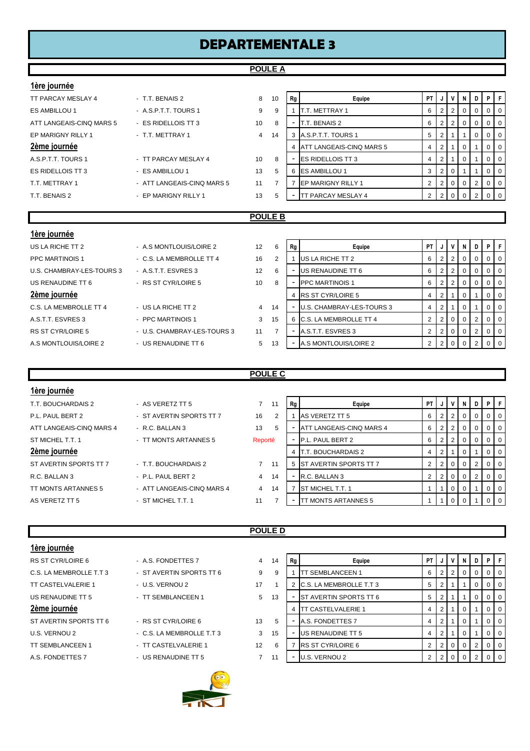# DEPARTEMENTALE 3

## POULE A

**1ère journée**

| | | | |
|---|---|---|---|
| TT PARCAY MESLAY 4 | - T.T. BENAIS 2 | 8 | 10 |
| ES AMBILLOU 1 | - A.S.P.T.T. TOURS 1 | 9 | 9 |
| ATT LANGEAIS-CINQ MARS 5 | - ES RIDELLOIS TT 3 | 10 | 8 |
| EP MARIGNY RILLY 1 | - T.T. METTRAY 1 | 4 | 14 |

**2ème journée**

| | | | |
|---|---|---|---|
| A.S.P.T.T. TOURS 1 | - TT PARCAY MESLAY 4 | 10 | 8 |
| ES RIDELLOIS TT 3 | - ES AMBILLOU 1 | 13 | 5 |
| T.T. METTRAY 1 | - ATT LANGEAIS-CINQ MARS 5 | 11 | 7 |
| T.T. BENAIS 2 | - EP MARIGNY RILLY 1 | 13 | 5 |

| Rg | Equipe | PT | J | V | N | D | P | F |
|---|---|---|---|---|---|---|---|---|
| 1 | T.T. METTRAY 1 | 6 | 2 | 2 | 0 | 0 | 0 | 0 |
| - | T.T. BENAIS 2 | 6 | 2 | 2 | 0 | 0 | 0 | 0 |
| 3 | A.S.P.T.T. TOURS 1 | 5 | 2 | 1 | 1 | 0 | 0 | 0 |
| 4 | ATT LANGEAIS-CINQ MARS 5 | 4 | 2 | 1 | 0 | 1 | 0 | 0 |
| - | ES RIDELLOIS TT 3 | 4 | 2 | 1 | 0 | 1 | 0 | 0 |
| 6 | ES AMBILLOU 1 | 3 | 2 | 0 | 1 | 1 | 0 | 0 |
| 7 | EP MARIGNY RILLY 1 | 2 | 2 | 0 | 0 | 2 | 0 | 0 |
| - | TT PARCAY MESLAY 4 | 2 | 2 | 0 | 0 | 2 | 0 | 0 |

## POULE B

**1ère journée**

| | | | |
|---|---|---|---|
| US LA RICHE TT 2 | - A.S MONTLOUIS/LOIRE 2 | 12 | 6 |
| PPC MARTINOIS 1 | - C.S. LA MEMBROLLE TT 4 | 16 | 2 |
| U.S. CHAMBRAY-LES-TOURS 3 | - A.S.T.T. ESVRES 3 | 12 | 6 |
| US RENAUDINE TT 6 | - RS ST CYR/LOIRE 5 | 10 | 8 |

**2ème journée**

| | | | |
|---|---|---|---|
| C.S. LA MEMBROLLE TT 4 | - US LA RICHE TT 2 | 4 | 14 |
| A.S.T.T. ESVRES 3 | - PPC MARTINOIS 1 | 3 | 15 |
| RS ST CYR/LOIRE 5 | - U.S. CHAMBRAY-LES-TOURS 3 | 11 | 7 |
| A.S MONTLOUIS/LOIRE 2 | - US RENAUDINE TT 6 | 5 | 13 |

| Rg | Equipe | PT | J | V | N | D | P | F |
|---|---|---|---|---|---|---|---|---|
| 1 | US LA RICHE TT 2 | 6 | 2 | 2 | 0 | 0 | 0 | 0 |
| - | US RENAUDINE TT 6 | 6 | 2 | 2 | 0 | 0 | 0 | 0 |
| - | PPC MARTINOIS 1 | 6 | 2 | 2 | 0 | 0 | 0 | 0 |
| 4 | RS ST CYR/LOIRE 5 | 4 | 2 | 1 | 0 | 1 | 0 | 0 |
| - | U.S. CHAMBRAY-LES-TOURS 3 | 4 | 2 | 1 | 0 | 1 | 0 | 0 |
| 6 | C.S. LA MEMBROLLE TT 4 | 2 | 2 | 0 | 0 | 2 | 0 | 0 |
| - | A.S.T.T. ESVRES 3 | 2 | 2 | 0 | 0 | 2 | 0 | 0 |
| - | A.S MONTLOUIS/LOIRE 2 | 2 | 2 | 0 | 0 | 2 | 0 | 0 |

## POULE C

**1ère journée**

| | | | |
|---|---|---|---|
| T.T. BOUCHARDAIS 2 | - AS VERETZ TT 5 | 7 | 11 |
| P.L. PAUL BERT 2 | - ST AVERTIN SPORTS TT 7 | 16 | 2 |
| ATT LANGEAIS-CINQ MARS 4 | - R.C. BALLAN 3 | 13 | 5 |
| ST MICHEL T.T. 1 | - TT MONTS ARTANNES 5 | Reporté | |

**2ème journée**

| | | | |
|---|---|---|---|
| ST AVERTIN SPORTS TT 7 | - T.T. BOUCHARDAIS 2 | 7 | 11 |
| R.C. BALLAN 3 | - P.L. PAUL BERT 2 | 4 | 14 |
| TT MONTS ARTANNES 5 | - ATT LANGEAIS-CINQ MARS 4 | 4 | 14 |
| AS VERETZ TT 5 | - ST MICHEL T.T. 1 | 11 | 7 |

| Rg | Equipe | PT | J | V | N | D | P | F |
|---|---|---|---|---|---|---|---|---|
| 1 | AS VERETZ TT 5 | 6 | 2 | 2 | 0 | 0 | 0 | 0 |
| - | ATT LANGEAIS-CINQ MARS 4 | 6 | 2 | 2 | 0 | 0 | 0 | 0 |
| - | P.L. PAUL BERT 2 | 6 | 2 | 2 | 0 | 0 | 0 | 0 |
| 4 | T.T. BOUCHARDAIS 2 | 4 | 2 | 1 | 0 | 1 | 0 | 0 |
| 5 | ST AVERTIN SPORTS TT 7 | 2 | 2 | 0 | 0 | 2 | 0 | 0 |
| - | R.C. BALLAN 3 | 2 | 2 | 0 | 0 | 2 | 0 | 0 |
| 7 | ST MICHEL T.T. 1 | 1 | 1 | 0 | 0 | 1 | 0 | 0 |
| - | TT MONTS ARTANNES 5 | 1 | 1 | 0 | 0 | 1 | 0 | 0 |

## POULE D

**1ère journée**

| | | | |
|---|---|---|---|
| RS ST CYR/LOIRE 6 | - A.S. FONDETTES 7 | 4 | 14 |
| C.S. LA MEMBROLLE T.T 3 | - ST AVERTIN SPORTS TT 6 | 9 | 9 |
| TT CASTELVALERIE 1 | - U.S. VERNOU 2 | 17 | 1 |
| US RENAUDINE TT 5 | - TT SEMBLANCEEN 1 | 5 | 13 |

**2ème journée**

| | | | |
|---|---|---|---|
| ST AVERTIN SPORTS TT 6 | - RS ST CYR/LOIRE 6 | 13 | 5 |
| U.S. VERNOU 2 | - C.S. LA MEMBROLLE T.T 3 | 3 | 15 |
| TT SEMBLANCEEN 1 | - TT CASTELVALERIE 1 | 12 | 6 |
| A.S. FONDETTES 7 | - US RENAUDINE TT 5 | 7 | 11 |

| Rg | Equipe | PT | J | V | N | D | P | F |
|---|---|---|---|---|---|---|---|---|
| 1 | TT SEMBLANCEEN 1 | 6 | 2 | 2 | 0 | 0 | 0 | 0 |
| 2 | C.S. LA MEMBROLLE T.T 3 | 5 | 2 | 1 | 1 | 0 | 0 | 0 |
| - | ST AVERTIN SPORTS TT 6 | 5 | 2 | 1 | 1 | 0 | 0 | 0 |
| 4 | TT CASTELVALERIE 1 | 4 | 2 | 1 | 0 | 1 | 0 | 0 |
| - | A.S. FONDETTES 7 | 4 | 2 | 1 | 0 | 1 | 0 | 0 |
| - | US RENAUDINE TT 5 | 4 | 2 | 1 | 0 | 1 | 0 | 0 |
| 7 | RS ST CYR/LOIRE 6 | 2 | 2 | 0 | 0 | 2 | 0 | 0 |
| - | U.S. VERNOU 2 | 2 | 2 | 0 | 0 | 2 | 0 | 0 |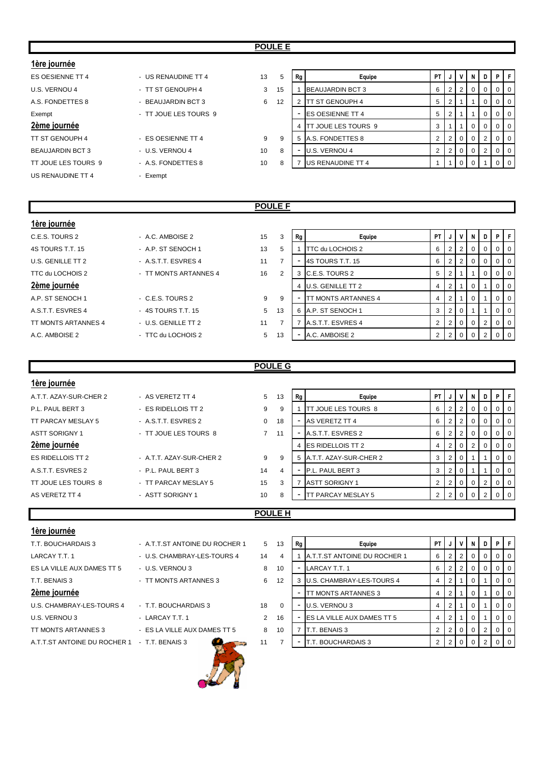## POULE E

**1ère journée**

| Équipe 1 | Équipe 2 | Score 1 | Score 2 |
|---|---|---|---|
| ES OESIENNE TT 4 | - US RENAUDINE TT 4 | 13 | 5 |
| U.S. VERNOU 4 | - TT ST GENOUPH 4 | 3 | 15 |
| A.S. FONDETTES 8 | - BEAUJARDIN BCT 3 | 6 | 12 |
| Exempt | - TT JOUE LES TOURS 9 | | |

**2ème journée**

| Équipe 1 | Équipe 2 | Score 1 | Score 2 |
|---|---|---|---|
| TT ST GENOUPH 4 | - ES OESIENNE TT 4 | 9 | 9 |
| BEAUJARDIN BCT 3 | - U.S. VERNOU 4 | 10 | 8 |
| TT JOUE LES TOURS 9 | - A.S. FONDETTES 8 | 10 | 8 |
| US RENAUDINE TT 4 | - Exempt | | |

| Rg | Equipe | PT | J | V | N | D | P | F |
|---|---|---|---|---|---|---|---|---|
| 1 | BEAUJARDIN BCT 3 | 6 | 2 | 2 | 0 | 0 | 0 | 0 |
| 2 | TT ST GENOUPH 4 | 5 | 2 | 1 | 1 | 0 | 0 | 0 |
| - | ES OESIENNE TT 4 | 5 | 2 | 1 | 1 | 0 | 0 | 0 |
| 4 | TT JOUE LES TOURS 9 | 3 | 1 | 1 | 0 | 0 | 0 | 0 |
| 5 | A.S. FONDETTES 8 | 2 | 2 | 0 | 0 | 2 | 0 | 0 |
| - | U.S. VERNOU 4 | 2 | 2 | 0 | 0 | 2 | 0 | 0 |
| 7 | US RENAUDINE TT 4 | 1 | 1 | 0 | 0 | 1 | 0 | 0 |

## POULE F

**1ère journée**

| Équipe 1 | Équipe 2 | Score 1 | Score 2 |
|---|---|---|---|
| C.E.S. TOURS 2 | - A.C. AMBOISE 2 | 15 | 3 |
| 4S TOURS T.T. 15 | - A.P. ST SENOCH 1 | 13 | 5 |
| U.S. GENILLE TT 2 | - A.S.T.T. ESVRES 4 | 11 | 7 |
| TTC du LOCHOIS 2 | - TT MONTS ARTANNES 4 | 16 | 2 |

**2ème journée**

| Équipe 1 | Équipe 2 | Score 1 | Score 2 |
|---|---|---|---|
| A.P. ST SENOCH 1 | - C.E.S. TOURS 2 | 9 | 9 |
| A.S.T.T. ESVRES 4 | - 4S TOURS T.T. 15 | 5 | 13 |
| TT MONTS ARTANNES 4 | - U.S. GENILLE TT 2 | 11 | 7 |
| A.C. AMBOISE 2 | - TTC du LOCHOIS 2 | 5 | 13 |

| Rg | Equipe | PT | J | V | N | D | P | F |
|---|---|---|---|---|---|---|---|---|
| 1 | TTC du LOCHOIS 2 | 6 | 2 | 2 | 0 | 0 | 0 | 0 |
| - | 4S TOURS T.T. 15 | 6 | 2 | 2 | 0 | 0 | 0 | 0 |
| 3 | C.E.S. TOURS 2 | 5 | 2 | 1 | 1 | 0 | 0 | 0 |
| 4 | U.S. GENILLE TT 2 | 4 | 2 | 1 | 0 | 1 | 0 | 0 |
| - | TT MONTS ARTANNES 4 | 4 | 2 | 1 | 0 | 1 | 0 | 0 |
| 6 | A.P. ST SENOCH 1 | 3 | 2 | 0 | 1 | 1 | 0 | 0 |
| 7 | A.S.T.T. ESVRES 4 | 2 | 2 | 0 | 0 | 2 | 0 | 0 |
| - | A.C. AMBOISE 2 | 2 | 2 | 0 | 0 | 2 | 0 | 0 |

## POULE G

**1ère journée**

| Équipe 1 | Équipe 2 | Score 1 | Score 2 |
|---|---|---|---|
| A.T.T. AZAY-SUR-CHER 2 | - AS VERETZ TT 4 | 5 | 13 |
| P.L. PAUL BERT 3 | - ES RIDELLOIS TT 2 | 9 | 9 |
| TT PARCAY MESLAY 5 | - A.S.T.T. ESVRES 2 | 0 | 18 |
| ASTT SORIGNY 1 | - TT JOUE LES TOURS 8 | 7 | 11 |

**2ème journée**

| Équipe 1 | Équipe 2 | Score 1 | Score 2 |
|---|---|---|---|
| ES RIDELLOIS TT 2 | - A.T.T. AZAY-SUR-CHER 2 | 9 | 9 |
| A.S.T.T. ESVRES 2 | - P.L. PAUL BERT 3 | 14 | 4 |
| TT JOUE LES TOURS 8 | - TT PARCAY MESLAY 5 | 15 | 3 |
| AS VERETZ TT 4 | - ASTT SORIGNY 1 | 10 | 8 |

| Rg | Equipe | PT | J | V | N | D | P | F |
|---|---|---|---|---|---|---|---|---|
| 1 | TT JOUE LES TOURS 8 | 6 | 2 | 2 | 0 | 0 | 0 | 0 |
| - | AS VERETZ TT 4 | 6 | 2 | 2 | 0 | 0 | 0 | 0 |
| - | A.S.T.T. ESVRES 2 | 6 | 2 | 2 | 0 | 0 | 0 | 0 |
| 4 | ES RIDELLOIS TT 2 | 4 | 2 | 0 | 2 | 0 | 0 | 0 |
| 5 | A.T.T. AZAY-SUR-CHER 2 | 3 | 2 | 0 | 1 | 1 | 0 | 0 |
| - | P.L. PAUL BERT 3 | 3 | 2 | 0 | 1 | 1 | 0 | 0 |
| 7 | ASTT SORIGNY 1 | 2 | 2 | 0 | 0 | 2 | 0 | 0 |
| - | TT PARCAY MESLAY 5 | 2 | 2 | 0 | 0 | 2 | 0 | 0 |

## POULE H

**1ère journée**

| Équipe 1 | Équipe 2 | Score 1 | Score 2 |
|---|---|---|---|
| T.T. BOUCHARDAIS 3 | - A.T.T.ST ANTOINE DU ROCHER 1 | 5 | 13 |
| LARCAY T.T. 1 | - U.S. CHAMBRAY-LES-TOURS 4 | 14 | 4 |
| ES LA VILLE AUX DAMES TT 5 | - U.S. VERNOU 3 | 8 | 10 |
| T.T. BENAIS 3 | - TT MONTS ARTANNES 3 | 6 | 12 |

**2ème journée**

| Équipe 1 | Équipe 2 | Score 1 | Score 2 |
|---|---|---|---|
| U.S. CHAMBRAY-LES-TOURS 4 | - T.T. BOUCHARDAIS 3 | 18 | 0 |
| U.S. VERNOU 3 | - LARCAY T.T. 1 | 2 | 16 |
| TT MONTS ARTANNES 3 | - ES LA VILLE AUX DAMES TT 5 | 8 | 10 |
| A.T.T.ST ANTOINE DU ROCHER 1 | - T.T. BENAIS 3 | 11 | 7 |

| Rg | Equipe | PT | J | V | N | D | P | F |
|---|---|---|---|---|---|---|---|---|
| 1 | A.T.T.ST ANTOINE DU ROCHER 1 | 6 | 2 | 2 | 0 | 0 | 0 | 0 |
| - | LARCAY T.T. 1 | 6 | 2 | 2 | 0 | 0 | 0 | 0 |
| 3 | U.S. CHAMBRAY-LES-TOURS 4 | 4 | 2 | 1 | 0 | 1 | 0 | 0 |
| - | TT MONTS ARTANNES 3 | 4 | 2 | 1 | 0 | 1 | 0 | 0 |
| - | U.S. VERNOU 3 | 4 | 2 | 1 | 0 | 1 | 0 | 0 |
| - | ES LA VILLE AUX DAMES TT 5 | 4 | 2 | 1 | 0 | 1 | 0 | 0 |
| 7 | T.T. BENAIS 3 | 2 | 2 | 0 | 0 | 2 | 0 | 0 |
| - | T.T. BOUCHARDAIS 3 | 2 | 2 | 0 | 0 | 2 | 0 | 0 |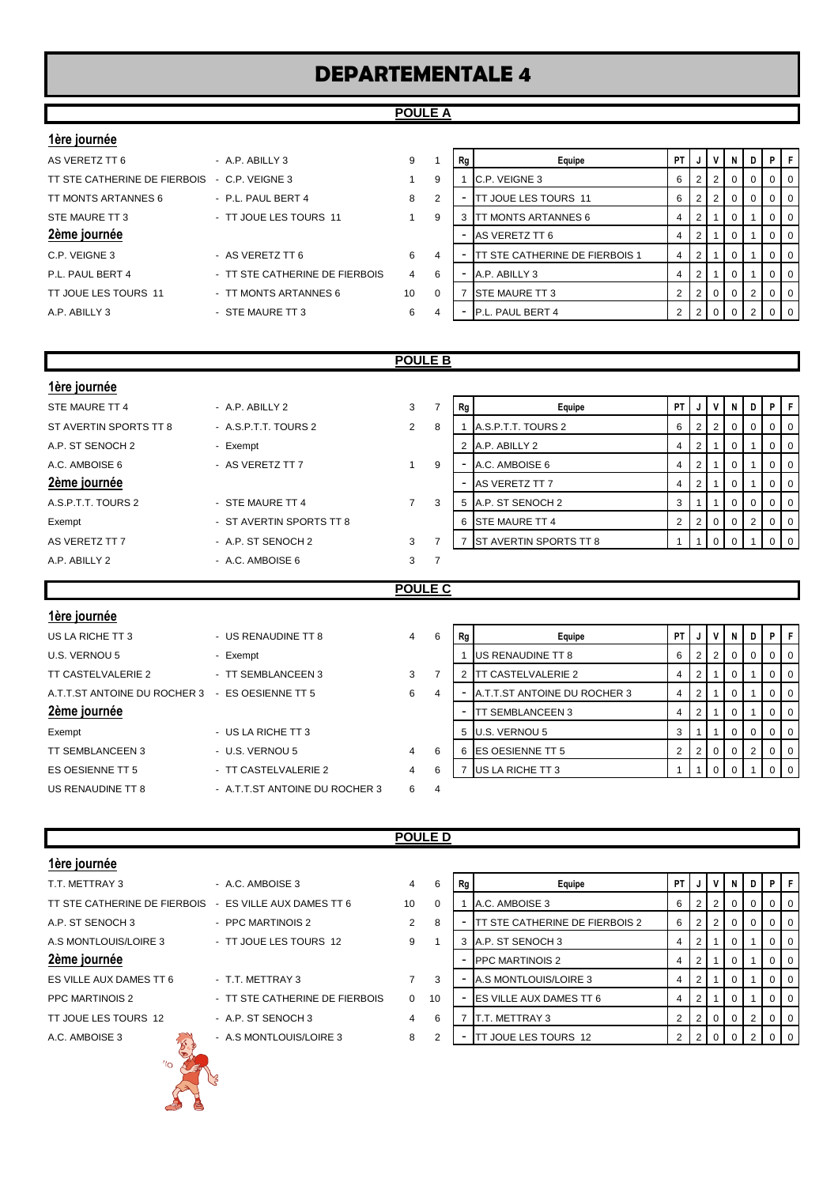# DEPARTEMENTALE 4

## POULE A

**1ère journée**

| Équipe 1 | Équipe 2 | | |
|---|---|---|---|
| AS VERETZ TT 6 | - A.P. ABILLY 3 | 9 | 1 |
| TT STE CATHERINE DE FIERBOIS | - C.P. VEIGNE 3 | 1 | 9 |
| TT MONTS ARTANNES 6 | - P.L. PAUL BERT 4 | 8 | 2 |
| STE MAURE TT 3 | - TT JOUE LES TOURS 11 | 1 | 9 |

**2ème journée**

| Équipe 1 | Équipe 2 | | |
|---|---|---|---|
| C.P. VEIGNE 3 | - AS VERETZ TT 6 | 6 | 4 |
| P.L. PAUL BERT 4 | - TT STE CATHERINE DE FIERBOIS | 4 | 6 |
| TT JOUE LES TOURS 11 | - TT MONTS ARTANNES 6 | 10 | 0 |
| A.P. ABILLY 3 | - STE MAURE TT 3 | 6 | 4 |

| Rg | Equipe | PT | J | V | N | D | P | F |
|---|---|---|---|---|---|---|---|---|
| 1 | C.P. VEIGNE 3 | 6 | 2 | 2 | 0 | 0 | 0 | 0 |
| - | TT JOUE LES TOURS 11 | 6 | 2 | 2 | 0 | 0 | 0 | 0 |
| 3 | TT MONTS ARTANNES 6 | 4 | 2 | 1 | 0 | 1 | 0 | 0 |
| - | AS VERETZ TT 6 | 4 | 2 | 1 | 0 | 1 | 0 | 0 |
| - | TT STE CATHERINE DE FIERBOIS 1 | 4 | 2 | 1 | 0 | 1 | 0 | 0 |
| - | A.P. ABILLY 3 | 4 | 2 | 1 | 0 | 1 | 0 | 0 |
| 7 | STE MAURE TT 3 | 2 | 2 | 0 | 0 | 2 | 0 | 0 |
| - | P.L. PAUL BERT 4 | 2 | 2 | 0 | 0 | 2 | 0 | 0 |

## POULE B

**1ère journée**

| Équipe 1 | Équipe 2 | | |
|---|---|---|---|
| STE MAURE TT 4 | - A.P. ABILLY 2 | 3 | 7 |
| ST AVERTIN SPORTS TT 8 | - A.S.P.T.T. TOURS 2 | 2 | 8 |
| A.P. ST SENOCH 2 | - Exempt | | |
| A.C. AMBOISE 6 | - AS VERETZ TT 7 | 1 | 9 |

**2ème journée**

| Équipe 1 | Équipe 2 | | |
|---|---|---|---|
| A.S.P.T.T. TOURS 2 | - STE MAURE TT 4 | 7 | 3 |
| Exempt | - ST AVERTIN SPORTS TT 8 | | |
| AS VERETZ TT 7 | - A.P. ST SENOCH 2 | 3 | 7 |
| A.P. ABILLY 2 | - A.C. AMBOISE 6 | 3 | 7 |

| Rg | Equipe | PT | J | V | N | D | P | F |
|---|---|---|---|---|---|---|---|---|
| 1 | A.S.P.T.T. TOURS 2 | 6 | 2 | 2 | 0 | 0 | 0 | 0 |
| 2 | A.P. ABILLY 2 | 4 | 2 | 1 | 0 | 1 | 0 | 0 |
| - | A.C. AMBOISE 6 | 4 | 2 | 1 | 0 | 1 | 0 | 0 |
| - | AS VERETZ TT 7 | 4 | 2 | 1 | 0 | 1 | 0 | 0 |
| 5 | A.P. ST SENOCH 2 | 3 | 1 | 1 | 0 | 0 | 0 | 0 |
| 6 | STE MAURE TT 4 | 2 | 2 | 0 | 0 | 2 | 0 | 0 |
| 7 | ST AVERTIN SPORTS TT 8 | 1 | 1 | 0 | 0 | 1 | 0 | 0 |

## POULE C

**1ère journée**

| Équipe 1 | Équipe 2 | | |
|---|---|---|---|
| US LA RICHE TT 3 | - US RENAUDINE TT 8 | 4 | 6 |
| U.S. VERNOU 5 | - Exempt | | |
| TT CASTELVALERIE 2 | - TT SEMBLANCEEN 3 | 3 | 7 |
| A.T.T.ST ANTOINE DU ROCHER 3 | - ES OESIENNE TT 5 | 6 | 4 |

**2ème journée**

| Équipe 1 | Équipe 2 | | |
|---|---|---|---|
| Exempt | - US LA RICHE TT 3 | | |
| TT SEMBLANCEEN 3 | - U.S. VERNOU 5 | 4 | 6 |
| ES OESIENNE TT 5 | - TT CASTELVALERIE 2 | 4 | 6 |
| US RENAUDINE TT 8 | - A.T.T.ST ANTOINE DU ROCHER 3 | 6 | 4 |

| Rg | Equipe | PT | J | V | N | D | P | F |
|---|---|---|---|---|---|---|---|---|
| 1 | US RENAUDINE TT 8 | 6 | 2 | 2 | 0 | 0 | 0 | 0 |
| 2 | TT CASTELVALERIE 2 | 4 | 2 | 1 | 0 | 1 | 0 | 0 |
| - | A.T.T.ST ANTOINE DU ROCHER 3 | 4 | 2 | 1 | 0 | 1 | 0 | 0 |
| - | TT SEMBLANCEEN 3 | 4 | 2 | 1 | 0 | 1 | 0 | 0 |
| 5 | U.S. VERNOU 5 | 3 | 1 | 1 | 0 | 0 | 0 | 0 |
| 6 | ES OESIENNE TT 5 | 2 | 2 | 0 | 0 | 2 | 0 | 0 |
| 7 | US LA RICHE TT 3 | 1 | 1 | 0 | 0 | 1 | 0 | 0 |

## POULE D

**1ère journée**

| Équipe 1 | Équipe 2 | | |
|---|---|---|---|
| T.T. METTRAY 3 | - A.C. AMBOISE 3 | 4 | 6 |
| TT STE CATHERINE DE FIERBOIS | - ES VILLE AUX DAMES TT 6 | 10 | 0 |
| A.P. ST SENOCH 3 | - PPC MARTINOIS 2 | 2 | 8 |
| A.S MONTLOUIS/LOIRE 3 | - TT JOUE LES TOURS 12 | 9 | 1 |

**2ème journée**

| Équipe 1 | Équipe 2 | | |
|---|---|---|---|
| ES VILLE AUX DAMES TT 6 | - T.T. METTRAY 3 | 7 | 3 |
| PPC MARTINOIS 2 | - TT STE CATHERINE DE FIERBOIS | 0 | 10 |
| TT JOUE LES TOURS 12 | - A.P. ST SENOCH 3 | 4 | 6 |
| A.C. AMBOISE 3 | - A.S MONTLOUIS/LOIRE 3 | 8 | 2 |

| Rg | Equipe | PT | J | V | N | D | P | F |
|---|---|---|---|---|---|---|---|---|
| 1 | A.C. AMBOISE 3 | 6 | 2 | 2 | 0 | 0 | 0 | 0 |
| - | TT STE CATHERINE DE FIERBOIS 2 | 6 | 2 | 2 | 0 | 0 | 0 | 0 |
| 3 | A.P. ST SENOCH 3 | 4 | 2 | 1 | 0 | 1 | 0 | 0 |
| - | PPC MARTINOIS 2 | 4 | 2 | 1 | 0 | 1 | 0 | 0 |
| - | A.S MONTLOUIS/LOIRE 3 | 4 | 2 | 1 | 0 | 1 | 0 | 0 |
| - | ES VILLE AUX DAMES TT 6 | 4 | 2 | 1 | 0 | 1 | 0 | 0 |
| 7 | T.T. METTRAY 3 | 2 | 2 | 0 | 0 | 2 | 0 | 0 |
| - | TT JOUE LES TOURS 12 | 2 | 2 | 0 | 0 | 2 | 0 | 0 |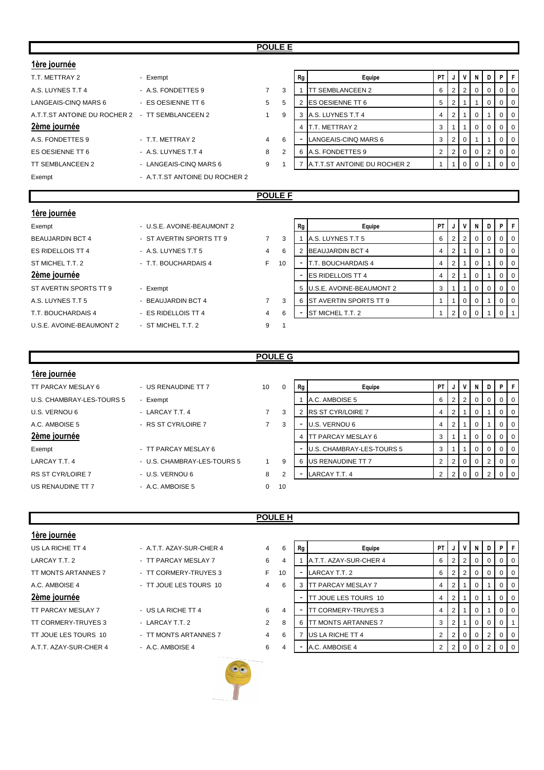## POULE E

### 1ère journée

| | | | |
|---|---|---|---|
| T.T. METTRAY 2 | - Exempt | | |
| A.S. LUYNES T.T 4 | - A.S. FONDETTES 9 | 7 | 3 |
| LANGEAIS-CINQ MARS 6 | - ES OESIENNE TT 6 | 5 | 5 |
| A.T.T.ST ANTOINE DU ROCHER 2 | - TT SEMBLANCEEN 2 | 1 | 9 |

### 2ème journée

| | | | |
|---|---|---|---|
| A.S. FONDETTES 9 | - T.T. METTRAY 2 | 4 | 6 |
| ES OESIENNE TT 6 | - A.S. LUYNES T.T 4 | 8 | 2 |
| TT SEMBLANCEEN 2 | - LANGEAIS-CINQ MARS 6 | 9 | 1 |
| Exempt | - A.T.T.ST ANTOINE DU ROCHER 2 | | |

| Rg | Equipe | PT | J | V | N | D | P | F |
|---|---|---|---|---|---|---|---|---|
| 1 | TT SEMBLANCEEN 2 | 6 | 2 | 2 | 0 | 0 | 0 | 0 |
| 2 | ES OESIENNE TT 6 | 5 | 2 | 1 | 1 | 0 | 0 | 0 |
| 3 | A.S. LUYNES T.T 4 | 4 | 2 | 1 | 0 | 1 | 0 | 0 |
| 4 | T.T. METTRAY 2 | 3 | 1 | 1 | 0 | 0 | 0 | 0 |
| - | LANGEAIS-CINQ MARS 6 | 3 | 2 | 0 | 1 | 1 | 0 | 0 |
| 6 | A.S. FONDETTES 9 | 2 | 2 | 0 | 0 | 2 | 0 | 0 |
| 7 | A.T.T.ST ANTOINE DU ROCHER 2 | 1 | 1 | 0 | 0 | 1 | 0 | 0 |

## POULE F

### 1ère journée

| | | | |
|---|---|---|---|
| Exempt | - U.S.E. AVOINE-BEAUMONT 2 | | |
| BEAUJARDIN BCT 4 | - ST AVERTIN SPORTS TT 9 | 7 | 3 |
| ES RIDELLOIS TT 4 | - A.S. LUYNES T.T 5 | 4 | 6 |
| ST MICHEL T.T. 2 | - T.T. BOUCHARDAIS 4 | F | 10 |

### 2ème journée

| | | | |
|---|---|---|---|
| ST AVERTIN SPORTS TT 9 | - Exempt | | |
| A.S. LUYNES T.T 5 | - BEAUJARDIN BCT 4 | 7 | 3 |
| T.T. BOUCHARDAIS 4 | - ES RIDELLOIS TT 4 | 4 | 6 |
| U.S.E. AVOINE-BEAUMONT 2 | - ST MICHEL T.T. 2 | 9 | 1 |

| Rg | Equipe | PT | J | V | N | D | P | F |
|---|---|---|---|---|---|---|---|---|
| 1 | A.S. LUYNES T.T 5 | 6 | 2 | 2 | 0 | 0 | 0 | 0 |
| 2 | BEAUJARDIN BCT 4 | 4 | 2 | 1 | 0 | 1 | 0 | 0 |
| - | T.T. BOUCHARDAIS 4 | 4 | 2 | 1 | 0 | 1 | 0 | 0 |
| - | ES RIDELLOIS TT 4 | 4 | 2 | 1 | 0 | 1 | 0 | 0 |
| 5 | U.S.E. AVOINE-BEAUMONT 2 | 3 | 1 | 1 | 0 | 0 | 0 | 0 |
| 6 | ST AVERTIN SPORTS TT 9 | 1 | 1 | 0 | 0 | 1 | 0 | 0 |
| - | ST MICHEL T.T. 2 | 1 | 2 | 0 | 0 | 1 | 0 | 1 |

## POULE G

### 1ère journée

| | | | |
|---|---|---|---|
| TT PARCAY MESLAY 6 | - US RENAUDINE TT 7 | 10 | 0 |
| U.S. CHAMBRAY-LES-TOURS 5 | - Exempt | | |
| U.S. VERNOU 6 | - LARCAY T.T. 4 | 7 | 3 |
| A.C. AMBOISE 5 | - RS ST CYR/LOIRE 7 | 7 | 3 |

### 2ème journée

| | | | |
|---|---|---|---|
| Exempt | - TT PARCAY MESLAY 6 | | |
| LARCAY T.T. 4 | - U.S. CHAMBRAY-LES-TOURS 5 | 1 | 9 |
| RS ST CYR/LOIRE 7 | - U.S. VERNOU 6 | 8 | 2 |
| US RENAUDINE TT 7 | - A.C. AMBOISE 5 | 0 | 10 |

| Rg | Equipe | PT | J | V | N | D | P | F |
|---|---|---|---|---|---|---|---|---|
| 1 | A.C. AMBOISE 5 | 6 | 2 | 2 | 0 | 0 | 0 | 0 |
| 2 | RS ST CYR/LOIRE 7 | 4 | 2 | 1 | 0 | 1 | 0 | 0 |
| - | U.S. VERNOU 6 | 4 | 2 | 1 | 0 | 1 | 0 | 0 |
| 4 | TT PARCAY MESLAY 6 | 3 | 1 | 1 | 0 | 0 | 0 | 0 |
| - | U.S. CHAMBRAY-LES-TOURS 5 | 3 | 1 | 1 | 0 | 0 | 0 | 0 |
| 6 | US RENAUDINE TT 7 | 2 | 2 | 0 | 0 | 2 | 0 | 0 |
| - | LARCAY T.T. 4 | 2 | 2 | 0 | 0 | 2 | 0 | 0 |

## POULE H

### 1ère journée

| | | | |
|---|---|---|---|
| US LA RICHE TT 4 | - A.T.T. AZAY-SUR-CHER 4 | 4 | 6 |
| LARCAY T.T. 2 | - TT PARCAY MESLAY 7 | 6 | 4 |
| TT MONTS ARTANNES 7 | - TT CORMERY-TRUYES 3 | F | 10 |
| A.C. AMBOISE 4 | - TT JOUE LES TOURS 10 | 4 | 6 |

### 2ème journée

| | | | |
|---|---|---|---|
| TT PARCAY MESLAY 7 | - US LA RICHE TT 4 | 6 | 4 |
| TT CORMERY-TRUYES 3 | - LARCAY T.T. 2 | 2 | 8 |
| TT JOUE LES TOURS 10 | - TT MONTS ARTANNES 7 | 4 | 6 |
| A.T.T. AZAY-SUR-CHER 4 | - A.C. AMBOISE 4 | 6 | 4 |

| Rg | Equipe | PT | J | V | N | D | P | F |
|---|---|---|---|---|---|---|---|---|
| 1 | A.T.T. AZAY-SUR-CHER 4 | 6 | 2 | 2 | 0 | 0 | 0 | 0 |
| - | LARCAY T.T. 2 | 6 | 2 | 2 | 0 | 0 | 0 | 0 |
| 3 | TT PARCAY MESLAY 7 | 4 | 2 | 1 | 0 | 1 | 0 | 0 |
| - | TT JOUE LES TOURS 10 | 4 | 2 | 1 | 0 | 1 | 0 | 0 |
| - | TT CORMERY-TRUYES 3 | 4 | 2 | 1 | 0 | 1 | 0 | 0 |
| 6 | TT MONTS ARTANNES 7 | 3 | 2 | 1 | 0 | 0 | 0 | 1 |
| 7 | US LA RICHE TT 4 | 2 | 2 | 0 | 0 | 2 | 0 | 0 |
| - | A.C. AMBOISE 4 | 2 | 2 | 0 | 0 | 2 | 0 | 0 |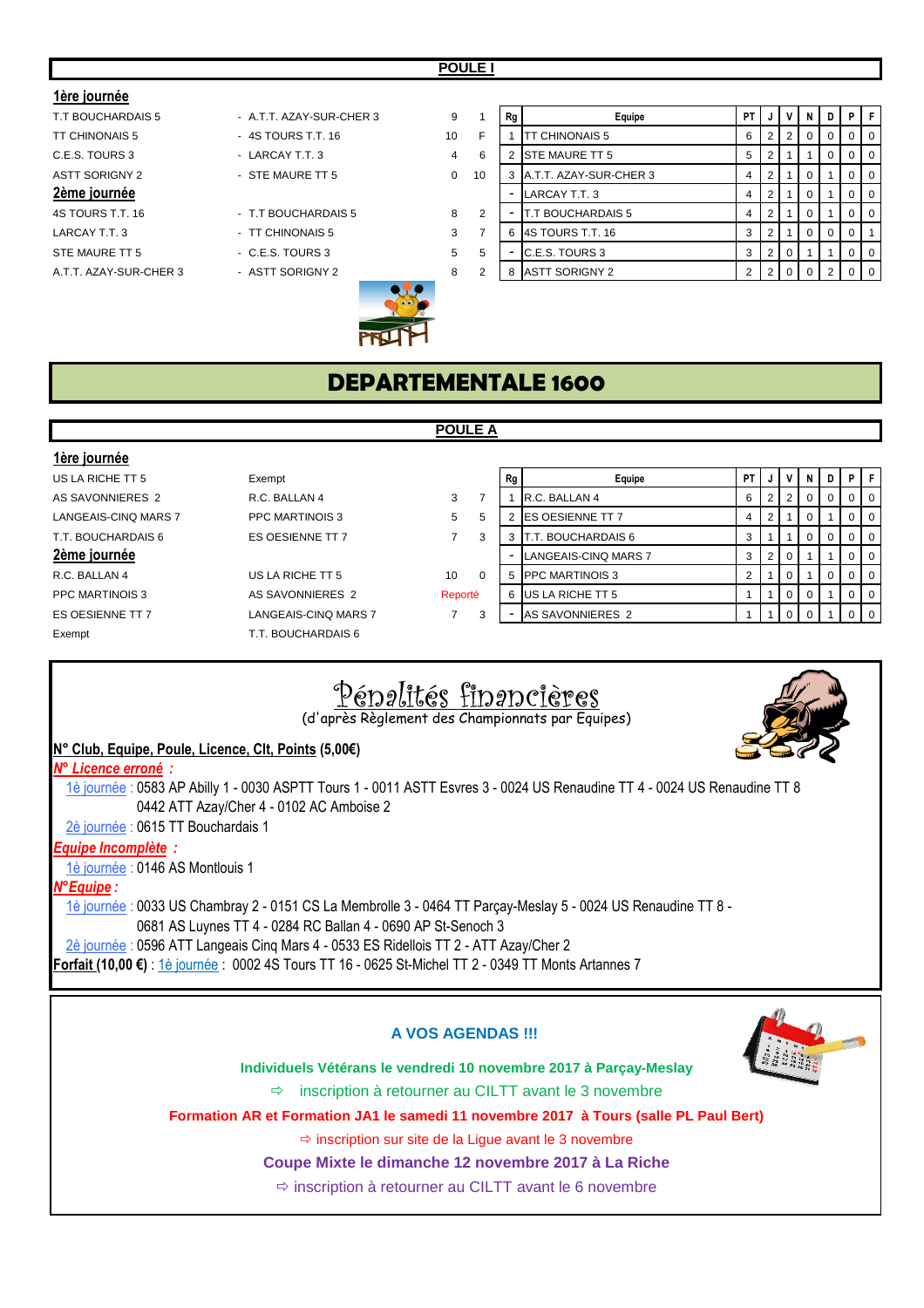## POULE I

**1ère journée**

| | | | |
|---|---|---|---|
| T.T BOUCHARDAIS 5 | - A.T.T. AZAY-SUR-CHER 3 | 9 | 1 |
| TT CHINONAIS 5 | - 4S TOURS T.T. 16 | 10 | F |
| C.E.S. TOURS 3 | - LARCAY T.T. 3 | 4 | 6 |
| ASTT SORIGNY 2 | - STE MAURE TT 5 | 0 | 10 |

**2ème journée**

| | | | |
|---|---|---|---|
| 4S TOURS T.T. 16 | - T.T BOUCHARDAIS 5 | 8 | 2 |
| LARCAY T.T. 3 | - TT CHINONAIS 5 | 3 | 7 |
| STE MAURE TT 5 | - C.E.S. TOURS 3 | 5 | 5 |
| A.T.T. AZAY-SUR-CHER 3 | - ASTT SORIGNY 2 | 8 | 2 |

| Rg | Equipe | PT | J | V | N | D | P | F |
|---|---|---|---|---|---|---|---|---|
| 1 | TT CHINONAIS 5 | 6 | 2 | 2 | 0 | 0 | 0 | 0 |
| 2 | STE MAURE TT 5 | 5 | 2 | 1 | 1 | 0 | 0 | 0 |
| 3 | A.T.T. AZAY-SUR-CHER 3 | 4 | 2 | 1 | 0 | 1 | 0 | 0 |
| - | LARCAY T.T. 3 | 4 | 2 | 1 | 0 | 1 | 0 | 0 |
| - | T.T BOUCHARDAIS 5 | 4 | 2 | 1 | 0 | 1 | 0 | 0 |
| 6 | 4S TOURS T.T. 16 | 3 | 2 | 1 | 0 | 0 | 0 | 1 |
| - | C.E.S. TOURS 3 | 3 | 2 | 0 | 1 | 1 | 0 | 0 |
| 8 | ASTT SORIGNY 2 | 2 | 2 | 0 | 0 | 2 | 0 | 0 |

# DEPARTEMENTALE 1600

## POULE A

**1ère journée**

| | | | |
|---|---|---|---|
| US LA RICHE TT 5 | Exempt | | |
| AS SAVONNIERES 2 | R.C. BALLAN 4 | 3 | 7 |
| LANGEAIS-CINQ MARS 7 | PPC MARTINOIS 3 | 5 | 5 |
| T.T. BOUCHARDAIS 6 | ES OESIENNE TT 7 | 7 | 3 |

**2ème journée**

| | | | |
|---|---|---|---|
| R.C. BALLAN 4 | US LA RICHE TT 5 | 10 | 0 |
| PPC MARTINOIS 3 | AS SAVONNIERES 2 | Reporté | |
| ES OESIENNE TT 7 | LANGEAIS-CINQ MARS 7 | 7 | 3 |
| Exempt | T.T. BOUCHARDAIS 6 | | |

| Rg | Equipe | PT | J | V | N | D | P | F |
|---|---|---|---|---|---|---|---|---|
| 1 | R.C. BALLAN 4 | 6 | 2 | 2 | 0 | 0 | 0 | 0 |
| 2 | ES OESIENNE TT 7 | 4 | 2 | 1 | 0 | 1 | 0 | 0 |
| 3 | T.T. BOUCHARDAIS 6 | 3 | 1 | 1 | 0 | 0 | 0 | 0 |
| - | LANGEAIS-CINQ MARS 7 | 3 | 2 | 0 | 1 | 1 | 0 | 0 |
| 5 | PPC MARTINOIS 3 | 2 | 1 | 0 | 1 | 0 | 0 | 0 |
| 6 | US LA RICHE TT 5 | 1 | 1 | 0 | 0 | 1 | 0 | 0 |
| - | AS SAVONNIERES 2 | 1 | 1 | 0 | 0 | 1 | 0 | 0 |

# Pénalités financières

(d'après Règlement des Championnats par Equipes)

**N° Club, Equipe, Poule, Licence, Clt, Points (5,00€)**

***N° Licence erroné :***

1è journée : 0583 AP Abilly 1 - 0030 ASPTT Tours 1 - 0011 ASTT Esvres 3 - 0024 US Renaudine TT 4 - 0024 US Renaudine TT 8 0442 ATT Azay/Cher 4 - 0102 AC Amboise 2

2è journée : 0615 TT Bouchardais 1

***Equipe Incomplète :***

1è journée : 0146 AS Montlouis 1

***N°Equipe :***

1è journée : 0033 US Chambray 2 - 0151 CS La Membrolle 3 - 0464 TT Parçay-Meslay 5 - 0024 US Renaudine TT 8 - 0681 AS Luynes TT 4 - 0284 RC Ballan 4 - 0690 AP St-Senoch 3

2è journée : 0596 ATT Langeais Cinq Mars 4 - 0533 ES Ridellois TT 2 - ATT Azay/Cher 2

**Forfait (10,00 €)** : 1è journée : 0002 4S Tours TT 16 - 0625 St-Michel TT 2 - 0349 TT Monts Artannes 7

**A VOS AGENDAS !!!**

**Individuels Vétérans le vendredi 10 novembre 2017 à Parçay-Meslay**

⇨ inscription à retourner au CILTT avant le 3 novembre

**Formation AR et Formation JA1 le samedi 11 novembre 2017 à Tours (salle PL Paul Bert)**

⇨ inscription sur site de la Ligue avant le 3 novembre

**Coupe Mixte le dimanche 12 novembre 2017 à La Riche**

⇨ inscription à retourner au CILTT avant le 6 novembre